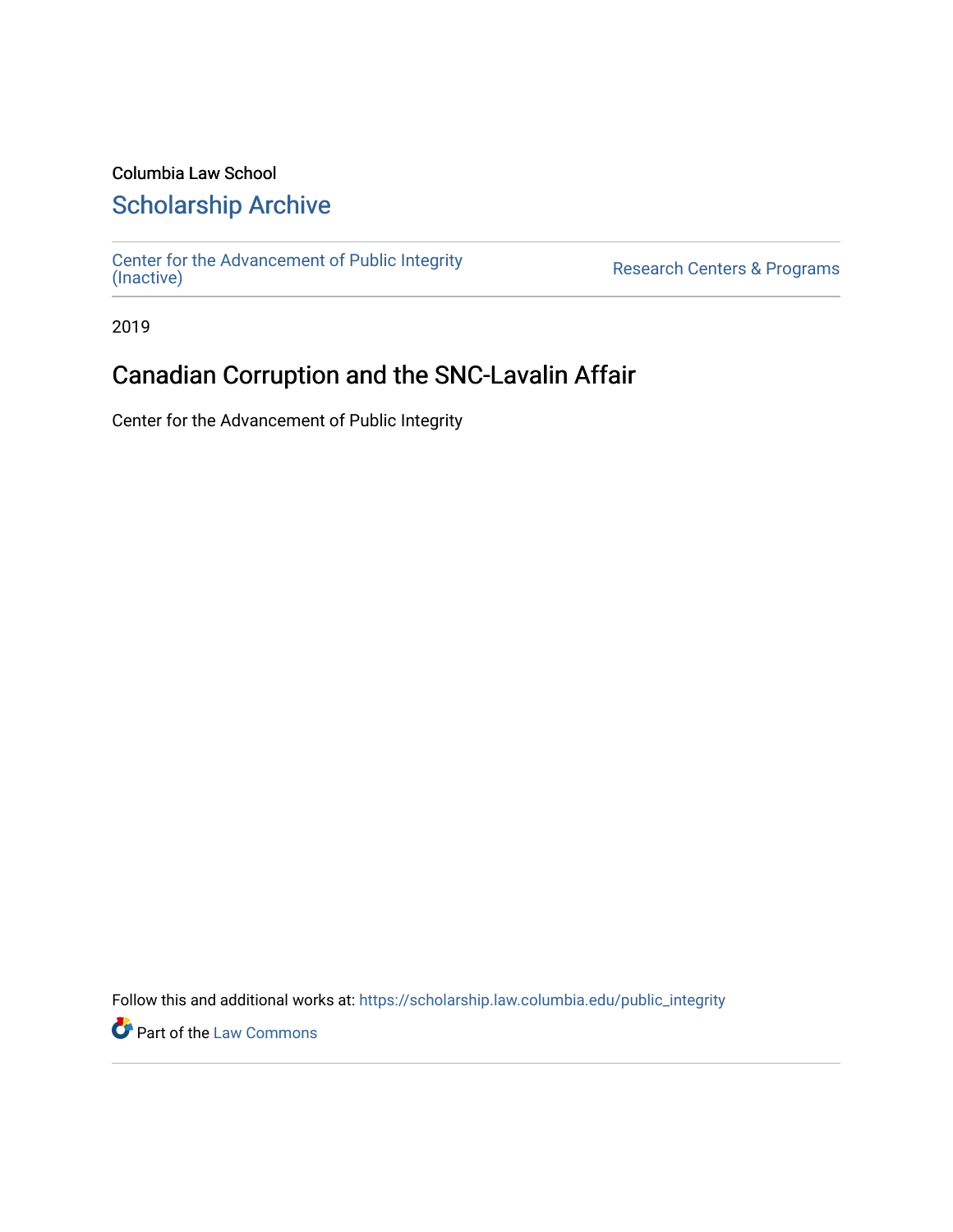Columbia Law School

## Scholarship Archive

Center for the Advancement of Public Integrity (Inactive)

Research Centers & Programs

2019

# Canadian Corruption and the SNC-Lavalin Affair

Center for the Advancement of Public Integrity

Follow this and additional works at: https://scholarship.law.columbia.edu/public_integrity

Part of the Law Commons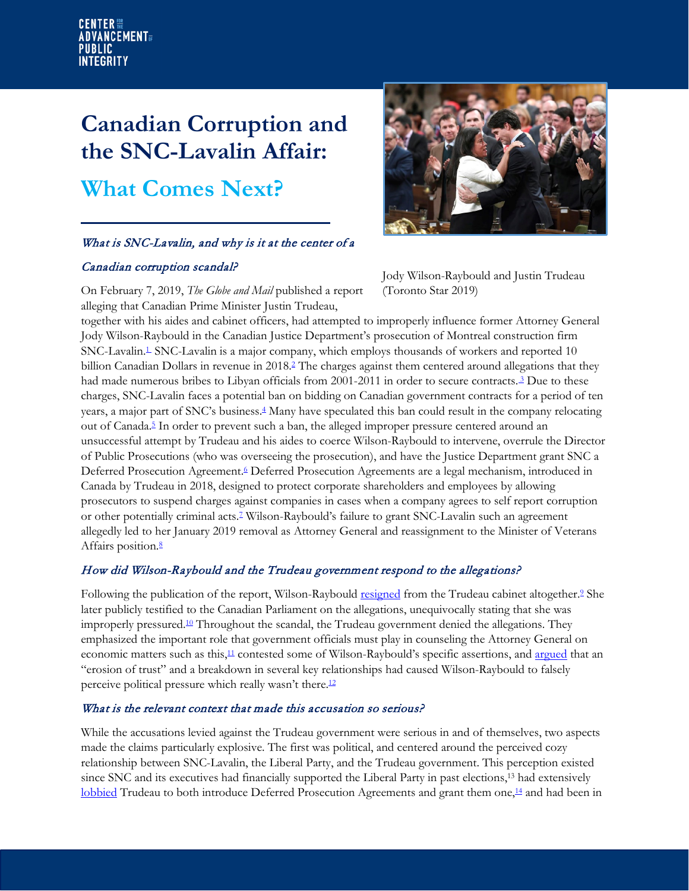# Canadian Corruption and the SNC-Lavalin Affair:

## What Comes Next?

Jody Wilson-Raybould and Justin Trudeau (Toronto Star 2019)

### *What is SNC-Lavalin, and why is it at the center of a Canadian corruption scandal?*

On February 7, 2019, *The Globe and Mail* published a report alleging that Canadian Prime Minister Justin Trudeau, together with his aides and cabinet officers, had attempted to improperly influence former Attorney General Jody Wilson-Raybould in the Canadian Justice Department's prosecution of Montreal construction firm SNC-Lavalin.[1] SNC-Lavalin is a major company, which employs thousands of workers and reported 10 billion Canadian Dollars in revenue in 2018.[2] The charges against them centered around allegations that they had made numerous bribes to Libyan officials from 2001-2011 in order to secure contracts.[3] Due to these charges, SNC-Lavalin faces a potential ban on bidding on Canadian government contracts for a period of ten years, a major part of SNC's business.[4] Many have speculated this ban could result in the company relocating out of Canada.[5] In order to prevent such a ban, the alleged improper pressure centered around an unsuccessful attempt by Trudeau and his aides to coerce Wilson-Raybould to intervene, overrule the Director of Public Prosecutions (who was overseeing the prosecution), and have the Justice Department grant SNC a Deferred Prosecution Agreement.[6] Deferred Prosecution Agreements are a legal mechanism, introduced in Canada by Trudeau in 2018, designed to protect corporate shareholders and employees by allowing prosecutors to suspend charges against companies in cases when a company agrees to self report corruption or other potentially criminal acts.[7] Wilson-Raybould's failure to grant SNC-Lavalin such an agreement allegedly led to her January 2019 removal as Attorney General and reassignment to the Minister of Veterans Affairs position.[8]

### *How did Wilson-Raybould and the Trudeau government respond to the allegations?*

Following the publication of the report, Wilson-Raybould resigned from the Trudeau cabinet altogether.[9] She later publicly testified to the Canadian Parliament on the allegations, unequivocally stating that she was improperly pressured.[10] Throughout the scandal, the Trudeau government denied the allegations. They emphasized the important role that government officials must play in counseling the Attorney General on economic matters such as this,[11] contested some of Wilson-Raybould's specific assertions, and argued that an "erosion of trust" and a breakdown in several key relationships had caused Wilson-Raybould to falsely perceive political pressure which really wasn't there.[12]

### *What is the relevant context that made this accusation so serious?*

While the accusations levied against the Trudeau government were serious in and of themselves, two aspects made the claims particularly explosive. The first was political, and centered around the perceived cozy relationship between SNC-Lavalin, the Liberal Party, and the Trudeau government. This perception existed since SNC and its executives had financially supported the Liberal Party in past elections,[13] had extensively lobbied Trudeau to both introduce Deferred Prosecution Agreements and grant them one,[14] and had been in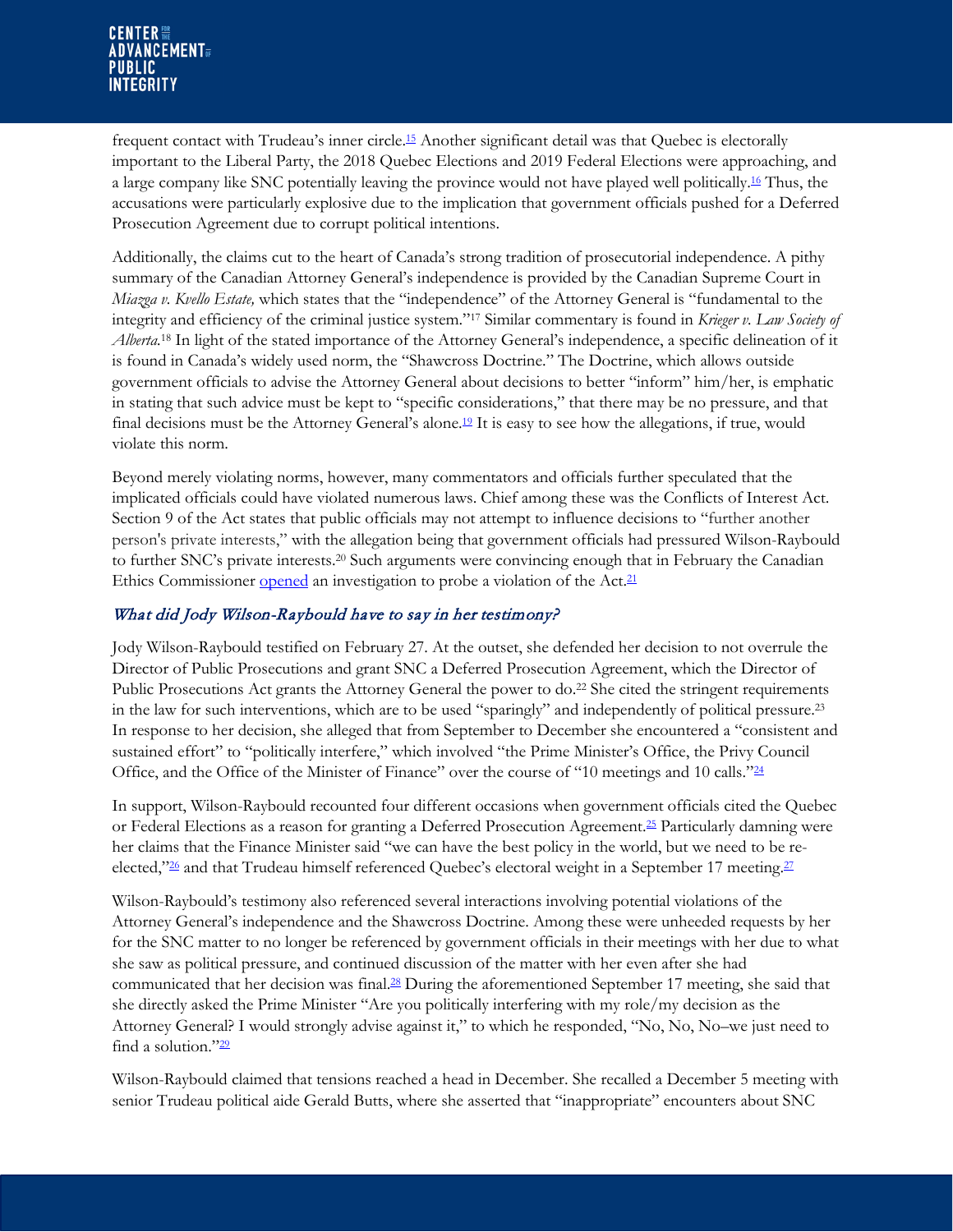frequent contact with Trudeau's inner circle.[15] Another significant detail was that Quebec is electorally important to the Liberal Party, the 2018 Quebec Elections and 2019 Federal Elections were approaching, and a large company like SNC potentially leaving the province would not have played well politically.[16] Thus, the accusations were particularly explosive due to the implication that government officials pushed for a Deferred Prosecution Agreement due to corrupt political intentions.

Additionally, the claims cut to the heart of Canada's strong tradition of prosecutorial independence. A pithy summary of the Canadian Attorney General's independence is provided by the Canadian Supreme Court in *Miazga v. Kvello Estate,* which states that the "independence" of the Attorney General is "fundamental to the integrity and efficiency of the criminal justice system."[17] Similar commentary is found in *Krieger v. Law Society of Alberta.*[18] In light of the stated importance of the Attorney General's independence, a specific delineation of it is found in Canada's widely used norm, the "Shawcross Doctrine." The Doctrine, which allows outside government officials to advise the Attorney General about decisions to better "inform" him/her, is emphatic in stating that such advice must be kept to "specific considerations," that there may be no pressure, and that final decisions must be the Attorney General's alone.[19] It is easy to see how the allegations, if true, would violate this norm.

Beyond merely violating norms, however, many commentators and officials further speculated that the implicated officials could have violated numerous laws. Chief among these was the Conflicts of Interest Act. Section 9 of the Act states that public officials may not attempt to influence decisions to "further another person's private interests," with the allegation being that government officials had pressured Wilson-Raybould to further SNC's private interests.[20] Such arguments were convincing enough that in February the Canadian Ethics Commissioner opened an investigation to probe a violation of the Act.[21]

### *What did Jody Wilson-Raybould have to say in her testimony?*

Jody Wilson-Raybould testified on February 27. At the outset, she defended her decision to not overrule the Director of Public Prosecutions and grant SNC a Deferred Prosecution Agreement, which the Director of Public Prosecutions Act grants the Attorney General the power to do.[22] She cited the stringent requirements in the law for such interventions, which are to be used "sparingly" and independently of political pressure.[23] In response to her decision, she alleged that from September to December she encountered a "consistent and sustained effort" to "politically interfere," which involved "the Prime Minister's Office, the Privy Council Office, and the Office of the Minister of Finance" over the course of "10 meetings and 10 calls."[24]

In support, Wilson-Raybould recounted four different occasions when government officials cited the Quebec or Federal Elections as a reason for granting a Deferred Prosecution Agreement.[25] Particularly damning were her claims that the Finance Minister said "we can have the best policy in the world, but we need to be re-elected,"[26] and that Trudeau himself referenced Quebec's electoral weight in a September 17 meeting.[27]

Wilson-Raybould's testimony also referenced several interactions involving potential violations of the Attorney General's independence and the Shawcross Doctrine. Among these were unheeded requests by her for the SNC matter to no longer be referenced by government officials in their meetings with her due to what she saw as political pressure, and continued discussion of the matter with her even after she had communicated that her decision was final.[28] During the aforementioned September 17 meeting, she said that she directly asked the Prime Minister "Are you politically interfering with my role/my decision as the Attorney General? I would strongly advise against it," to which he responded, "No, No, No–we just need to find a solution."[29]

Wilson-Raybould claimed that tensions reached a head in December. She recalled a December 5 meeting with senior Trudeau political aide Gerald Butts, where she asserted that "inappropriate" encounters about SNC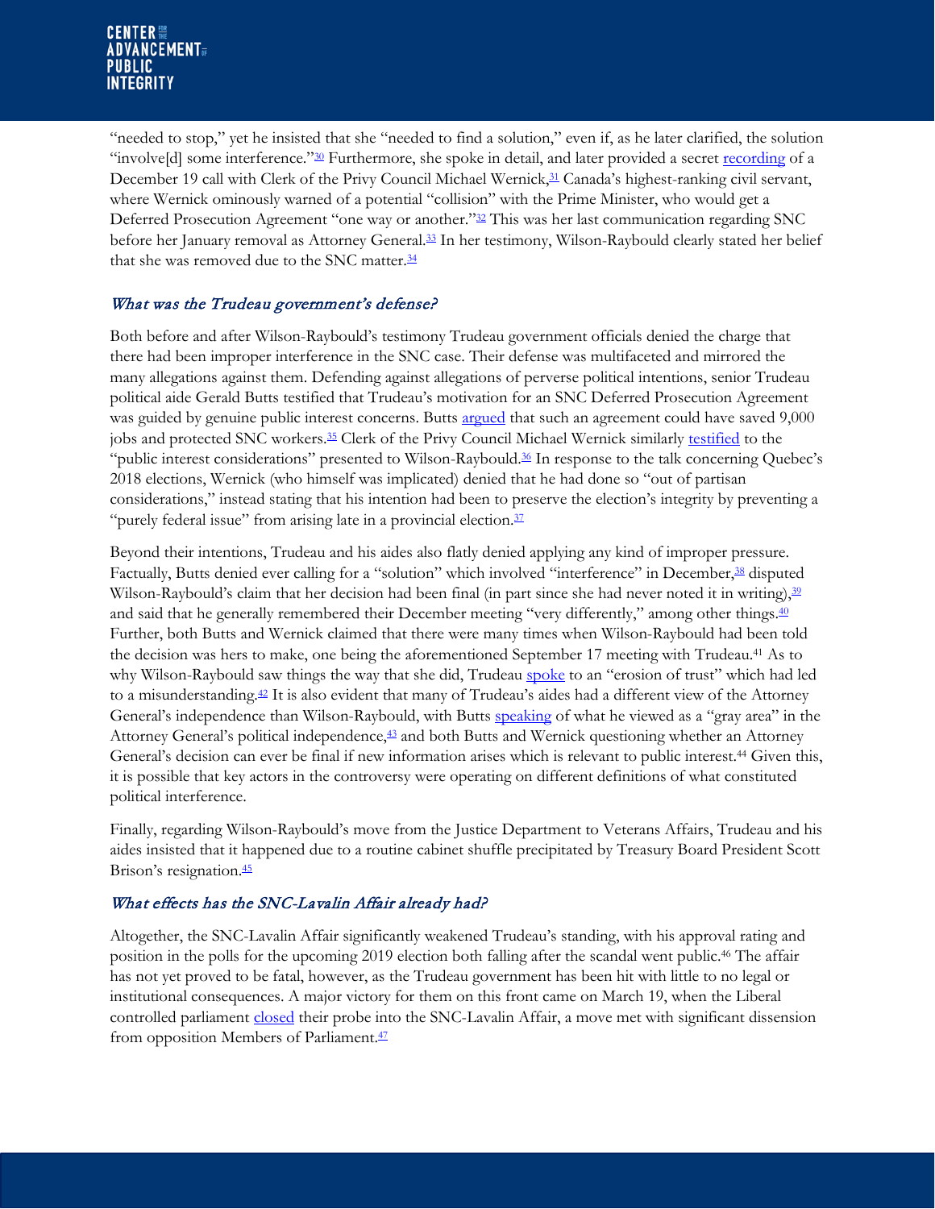"needed to stop," yet he insisted that she "needed to find a solution," even if, as he later clarified, the solution "involve[d] some interference."[30] Furthermore, she spoke in detail, and later provided a secret recording of a December 19 call with Clerk of the Privy Council Michael Wernick,[31] Canada's highest-ranking civil servant, where Wernick ominously warned of a potential "collision" with the Prime Minister, who would get a Deferred Prosecution Agreement "one way or another."[32] This was her last communication regarding SNC before her January removal as Attorney General.[33] In her testimony, Wilson-Raybould clearly stated her belief that she was removed due to the SNC matter.[34]

### *What was the Trudeau government's defense?*

Both before and after Wilson-Raybould's testimony Trudeau government officials denied the charge that there had been improper interference in the SNC case. Their defense was multifaceted and mirrored the many allegations against them. Defending against allegations of perverse political intentions, senior Trudeau political aide Gerald Butts testified that Trudeau's motivation for an SNC Deferred Prosecution Agreement was guided by genuine public interest concerns. Butts argued that such an agreement could have saved 9,000 jobs and protected SNC workers.[35] Clerk of the Privy Council Michael Wernick similarly testified to the "public interest considerations" presented to Wilson-Raybould.[36] In response to the talk concerning Quebec's 2018 elections, Wernick (who himself was implicated) denied that he had done so "out of partisan considerations," instead stating that his intention had been to preserve the election's integrity by preventing a "purely federal issue" from arising late in a provincial election.[37]

Beyond their intentions, Trudeau and his aides also flatly denied applying any kind of improper pressure. Factually, Butts denied ever calling for a "solution" which involved "interference" in December,[38] disputed Wilson-Raybould's claim that her decision had been final (in part since she had never noted it in writing),[39] and said that he generally remembered their December meeting "very differently," among other things.[40] Further, both Butts and Wernick claimed that there were many times when Wilson-Raybould had been told the decision was hers to make, one being the aforementioned September 17 meeting with Trudeau.[41] As to why Wilson-Raybould saw things the way that she did, Trudeau spoke to an "erosion of trust" which had led to a misunderstanding.[42] It is also evident that many of Trudeau's aides had a different view of the Attorney General's independence than Wilson-Raybould, with Butts speaking of what he viewed as a "gray area" in the Attorney General's political independence,[43] and both Butts and Wernick questioning whether an Attorney General's decision can ever be final if new information arises which is relevant to public interest.[44] Given this, it is possible that key actors in the controversy were operating on different definitions of what constituted political interference.

Finally, regarding Wilson-Raybould's move from the Justice Department to Veterans Affairs, Trudeau and his aides insisted that it happened due to a routine cabinet shuffle precipitated by Treasury Board President Scott Brison's resignation.[45]

### *What effects has the SNC-Lavalin Affair already had?*

Altogether, the SNC-Lavalin Affair significantly weakened Trudeau's standing, with his approval rating and position in the polls for the upcoming 2019 election both falling after the scandal went public.[46] The affair has not yet proved to be fatal, however, as the Trudeau government has been hit with little to no legal or institutional consequences. A major victory for them on this front came on March 19, when the Liberal controlled parliament closed their probe into the SNC-Lavalin Affair, a move met with significant dissension from opposition Members of Parliament.[47]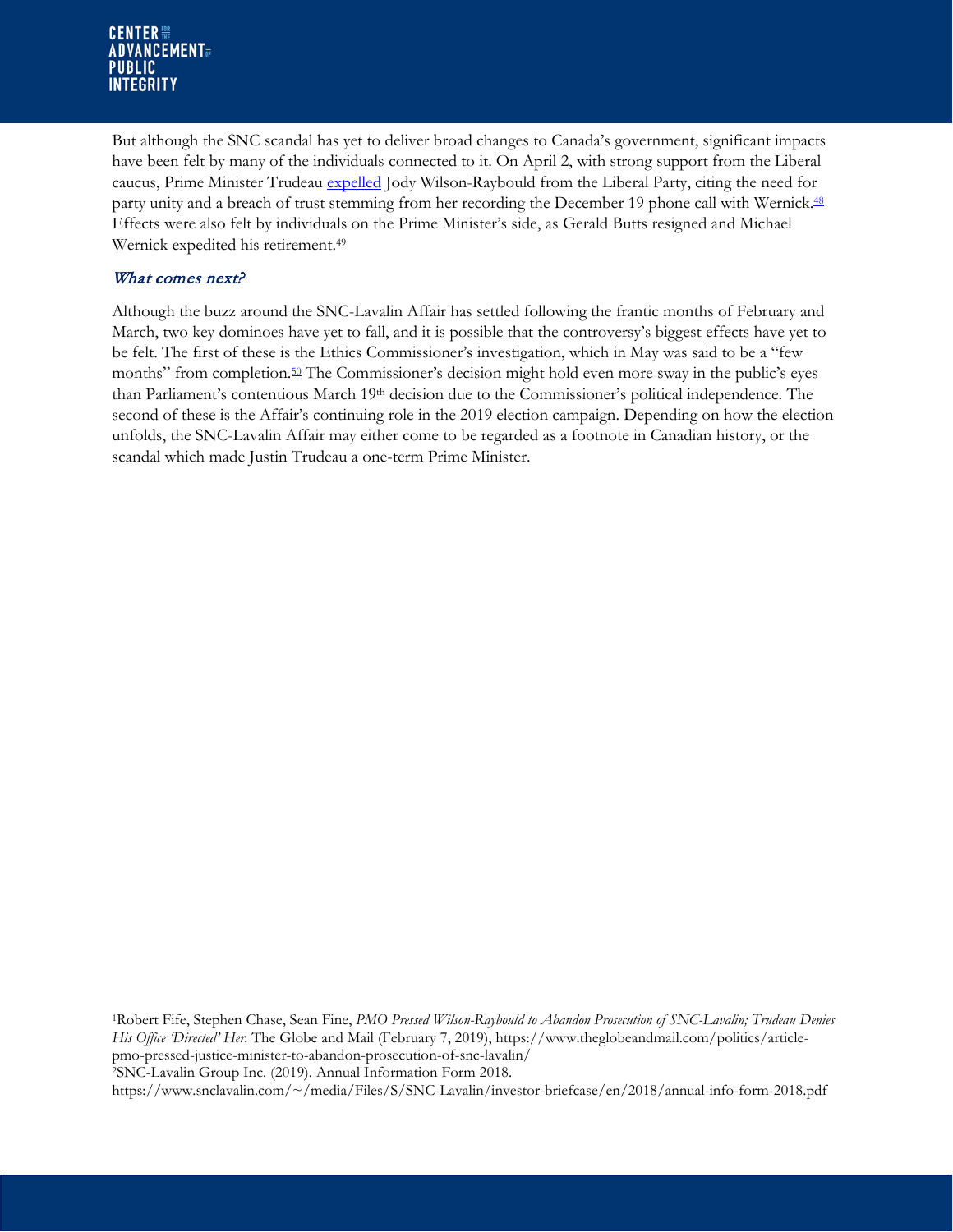But although the SNC scandal has yet to deliver broad changes to Canada's government, significant impacts have been felt by many of the individuals connected to it. On April 2, with strong support from the Liberal caucus, Prime Minister Trudeau expelled Jody Wilson-Raybould from the Liberal Party, citing the need for party unity and a breach of trust stemming from her recording the December 19 phone call with Wernick.[48] Effects were also felt by individuals on the Prime Minister's side, as Gerald Butts resigned and Michael Wernick expedited his retirement.[49]

### *What comes next?*

Although the buzz around the SNC-Lavalin Affair has settled following the frantic months of February and March, two key dominoes have yet to fall, and it is possible that the controversy's biggest effects have yet to be felt. The first of these is the Ethics Commissioner's investigation, which in May was said to be a "few months" from completion.[50] The Commissioner's decision might hold even more sway in the public's eyes than Parliament's contentious March 19th decision due to the Commissioner's political independence. The second of these is the Affair's continuing role in the 2019 election campaign. Depending on how the election unfolds, the SNC-Lavalin Affair may either come to be regarded as a footnote in Canadian history, or the scandal which made Justin Trudeau a one-term Prime Minister.

[1]Robert Fife, Stephen Chase, Sean Fine, *PMO Pressed Wilson-Raybould to Abandon Prosecution of SNC-Lavalin; Trudeau Denies His Office 'Directed' Her.* The Globe and Mail (February 7, 2019), https://www.theglobeandmail.com/politics/article-pmo-pressed-justice-minister-to-abandon-prosecution-of-snc-lavalin/

[2]SNC-Lavalin Group Inc. (2019). Annual Information Form 2018. https://www.snclavalin.com/~/media/Files/S/SNC-Lavalin/investor-briefcase/en/2018/annual-info-form-2018.pdf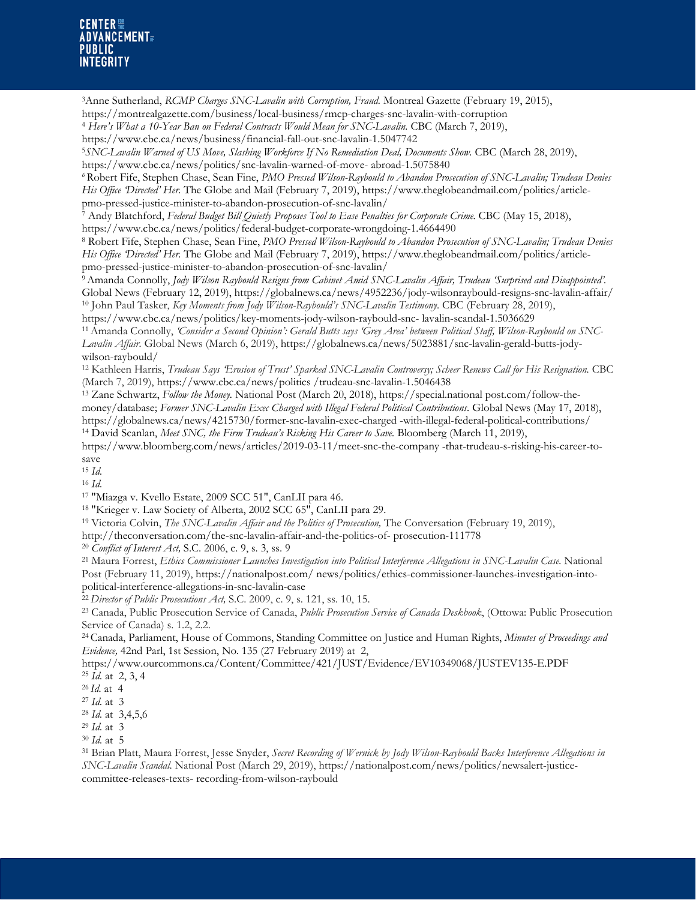[3]Anne Sutherland, *RCMP Charges SNC-Lavalin with Corruption, Fraud.* Montreal Gazette (February 19, 2015), https://montrealgazette.com/business/local-business/rmcp-charges-snc-lavalin-with-corruption

[4] *Here's What a 10-Year Ban on Federal Contracts Would Mean for SNC-Lavalin.* CBC (March 7, 2019), https://www.cbc.ca/news/business/financial-fall-out-snc-lavalin-1.5047742

[5]*SNC-Lavalin Warned of US Move, Slashing Workforce If No Remediation Deal, Documents Show.* CBC (March 28, 2019), https://www.cbc.ca/news/politics/snc-lavalin-warned-of-move- abroad-1.5075840

[6] Robert Fife, Stephen Chase, Sean Fine, *PMO Pressed Wilson-Raybould to Abandon Prosecution of SNC-Lavalin; Trudeau Denies His Office 'Directed' Her.* The Globe and Mail (February 7, 2019), https://www.theglobeandmail.com/politics/article-pmo-pressed-justice-minister-to-abandon-prosecution-of-snc-lavalin/

[7] Andy Blatchford, *Federal Budget Bill Quietly Proposes Tool to Ease Penalties for Corporate Crime.* CBC (May 15, 2018), https://www.cbc.ca/news/politics/federal-budget-corporate-wrongdoing-1.4664490

[8] Robert Fife, Stephen Chase, Sean Fine, *PMO Pressed Wilson-Raybould to Abandon Prosecution of SNC-Lavalin; Trudeau Denies His Office 'Directed' Her.* The Globe and Mail (February 7, 2019), https://www.theglobeandmail.com/politics/article-pmo-pressed-justice-minister-to-abandon-prosecution-of-snc-lavalin/

[9] Amanda Connolly, *Jody Wilson Raybould Resigns from Cabinet Amid SNC-Lavalin Affair, Trudeau 'Surprised and Disappointed'.* Global News (February 12, 2019), https://globalnews.ca/news/4952236/jody-wilsonraybould-resigns-snc-lavalin-affair/

[10] John Paul Tasker, *Key Moments from Jody Wilson-Raybould's SNC-Lavalin Testimony.* CBC (February 28, 2019), https://www.cbc.ca/news/politics/key-moments-jody-wilson-raybould-snc- lavalin-scandal-1.5036629

[11] Amanda Connolly, *'Consider a Second Opinion': Gerald Butts says 'Grey Area' between Political Staff, Wilson-Raybould on SNC-Lavalin Affair.* Global News (March 6, 2019), https://globalnews.ca/news/5023881/snc-lavalin-gerald-butts-jody-wilson-raybould/

[12] Kathleen Harris, *Trudeau Says 'Erosion of Trust' Sparked SNC-Lavalin Controversy; Scheer Renews Call for His Resignation.* CBC (March 7, 2019), https://www.cbc.ca/news/politics /trudeau-snc-lavalin-1.5046438

[13] Zane Schwartz, *Follow the Money.* National Post (March 20, 2018), https://special.national post.com/follow-the-money/database; *Former SNC-Lavalin Exec Charged with Illegal Federal Political Contributions.* Global News (May 17, 2018), https://globalnews.ca/news/4215730/former-snc-lavalin-exec-charged -with-illegal-federal-political-contributions/

[14] David Scanlan, *Meet SNC, the Firm Trudeau's Risking His Career to Save.* Bloomberg (March 11, 2019), https://www.bloomberg.com/news/articles/2019-03-11/meet-snc-the-company -that-trudeau-s-risking-his-career-to-save

[15] *Id.*

[16] *Id.*

[17] "Miazga v. Kvello Estate, 2009 SCC 51", CanLII para 46.

[18] "Krieger v. Law Society of Alberta, 2002 SCC 65", CanLII para 29.

[19] Victoria Colvin, *The SNC-Lavalin Affair and the Politics of Prosecution,* The Conversation (February 19, 2019), http://theconversation.com/the-snc-lavalin-affair-and-the-politics-of- prosecution-111778

[20] *Conflict of Interest Act,* S.C. 2006, c. 9, s. 3, ss. 9

[21] Maura Forrest, *Ethics Commissioner Launches Investigation into Political Interference Allegations in SNC-Lavalin Case.* National Post (February 11, 2019), https://nationalpost.com/ news/politics/ethics-commissioner-launches-investigation-into-political-interference-allegations-in-snc-lavalin-case

[22] *Director of Public Prosecutions Act,* S.C. 2009, c. 9, s. 121, ss. 10, 15.

[23] Canada, Public Prosecution Service of Canada, *Public Prosecution Service of Canada Deskbook*, (Ottowa: Public Prosecution Service of Canada) s. 1.2, 2.2.

[24] Canada, Parliament, House of Commons, Standing Committee on Justice and Human Rights, *Minutes of Proceedings and Evidence,* 42nd Parl, 1st Session, No. 135 (27 February 2019) at 2, https://www.ourcommons.ca/Content/Committee/421/JUST/Evidence/EV10349068/JUSTEV135-E.PDF

[25] *Id.* at 2, 3, 4

[26] *Id.* at 4

[27] *Id.* at 3

[28] *Id.* at 3,4,5,6

[29] *Id.* at 3

[30] *Id.* at 5

[31] Brian Platt, Maura Forrest, Jesse Snyder, *Secret Recording of Wernick by Jody Wilson-Raybould Backs Interference Allegations in SNC-Lavalin Scandal.* National Post (March 29, 2019), https://nationalpost.com/news/politics/newsalert-justice-committee-releases-texts- recording-from-wilson-raybould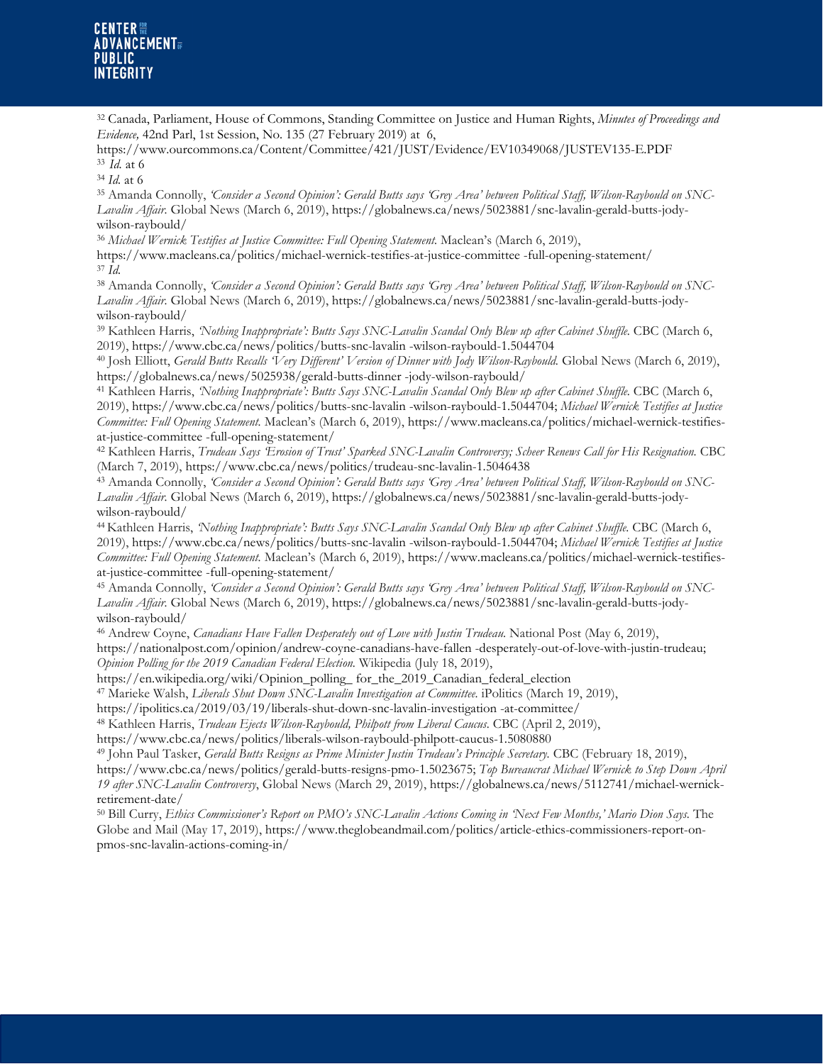[32] Canada, Parliament, House of Commons, Standing Committee on Justice and Human Rights, *Minutes of Proceedings and Evidence,* 42nd Parl, 1st Session, No. 135 (27 February 2019) at 6, https://www.ourcommons.ca/Content/Committee/421/JUST/Evidence/EV10349068/JUSTEV135-E.PDF

[33] *Id.* at 6

[34] *Id.* at 6

[35] Amanda Connolly, *'Consider a Second Opinion': Gerald Butts says 'Grey Area' between Political Staff, Wilson-Raybould on SNC-Lavalin Affair.* Global News (March 6, 2019), https://globalnews.ca/news/5023881/snc-lavalin-gerald-butts-jody-wilson-raybould/

[36] *Michael Wernick Testifies at Justice Committee: Full Opening Statement.* Maclean's (March 6, 2019), https://www.macleans.ca/politics/michael-wernick-testifies-at-justice-committee -full-opening-statement/

[37] *Id.*

[38] Amanda Connolly, *'Consider a Second Opinion': Gerald Butts says 'Grey Area' between Political Staff, Wilson-Raybould on SNC-Lavalin Affair.* Global News (March 6, 2019), https://globalnews.ca/news/5023881/snc-lavalin-gerald-butts-jody-wilson-raybould/

[39] Kathleen Harris, *'Nothing Inappropriate': Butts Says SNC-Lavalin Scandal Only Blew up after Cabinet Shuffle.* CBC (March 6, 2019), https://www.cbc.ca/news/politics/butts-snc-lavalin -wilson-raybould-1.5044704

[40] Josh Elliott, *Gerald Butts Recalls 'Very Different' Version of Dinner with Jody Wilson-Raybould.* Global News (March 6, 2019), https://globalnews.ca/news/5025938/gerald-butts-dinner -jody-wilson-raybould/

[41] Kathleen Harris, *'Nothing Inappropriate': Butts Says SNC-Lavalin Scandal Only Blew up after Cabinet Shuffle.* CBC (March 6, 2019), https://www.cbc.ca/news/politics/butts-snc-lavalin -wilson-raybould-1.5044704; *Michael Wernick Testifies at Justice Committee: Full Opening Statement.* Maclean's (March 6, 2019), https://www.macleans.ca/politics/michael-wernick-testifies-at-justice-committee -full-opening-statement/

[42] Kathleen Harris, *Trudeau Says 'Erosion of Trust' Sparked SNC-Lavalin Controversy; Scheer Renews Call for His Resignation.* CBC (March 7, 2019), https://www.cbc.ca/news/politics/trudeau-snc-lavalin-1.5046438

[43] Amanda Connolly, *'Consider a Second Opinion': Gerald Butts says 'Grey Area' between Political Staff, Wilson-Raybould on SNC-Lavalin Affair.* Global News (March 6, 2019), https://globalnews.ca/news/5023881/snc-lavalin-gerald-butts-jody-wilson-raybould/

[44] Kathleen Harris, *'Nothing Inappropriate': Butts Says SNC-Lavalin Scandal Only Blew up after Cabinet Shuffle.* CBC (March 6, 2019), https://www.cbc.ca/news/politics/butts-snc-lavalin -wilson-raybould-1.5044704; *Michael Wernick Testifies at Justice Committee: Full Opening Statement.* Maclean's (March 6, 2019), https://www.macleans.ca/politics/michael-wernick-testifies-at-justice-committee -full-opening-statement/

[45] Amanda Connolly, *'Consider a Second Opinion': Gerald Butts says 'Grey Area' between Political Staff, Wilson-Raybould on SNC-Lavalin Affair.* Global News (March 6, 2019), https://globalnews.ca/news/5023881/snc-lavalin-gerald-butts-jody-wilson-raybould/

[46] Andrew Coyne, *Canadians Have Fallen Desperately out of Love with Justin Trudeau.* National Post (May 6, 2019), https://nationalpost.com/opinion/andrew-coyne-canadians-have-fallen -desperately-out-of-love-with-justin-trudeau; *Opinion Polling for the 2019 Canadian Federal Election.* Wikipedia (July 18, 2019), https://en.wikipedia.org/wiki/Opinion_polling_ for_the_2019_Canadian_federal_election

[47] Marieke Walsh, *Liberals Shut Down SNC-Lavalin Investigation at Committee.* iPolitics (March 19, 2019), https://ipolitics.ca/2019/03/19/liberals-shut-down-snc-lavalin-investigation -at-committee/

[48] Kathleen Harris, *Trudeau Ejects Wilson-Raybould, Philpott from Liberal Caucus.* CBC (April 2, 2019), https://www.cbc.ca/news/politics/liberals-wilson-raybould-philpott-caucus-1.5080880

[49] John Paul Tasker, *Gerald Butts Resigns as Prime Minister Justin Trudeau's Principle Secretary.* CBC (February 18, 2019), https://www.cbc.ca/news/politics/gerald-butts-resigns-pmo-1.5023675; *Top Bureaucrat Michael Wernick to Step Down April 19 after SNC-Lavalin Controversy*, Global News (March 29, 2019), https://globalnews.ca/news/5112741/michael-wernick-retirement-date/

[50] Bill Curry, *Ethics Commissioner's Report on PMO's SNC-Lavalin Actions Coming in 'Next Few Months,' Mario Dion Says.* The Globe and Mail (May 17, 2019), https://www.theglobeandmail.com/politics/article-ethics-commissioners-report-on-pmos-snc-lavalin-actions-coming-in/